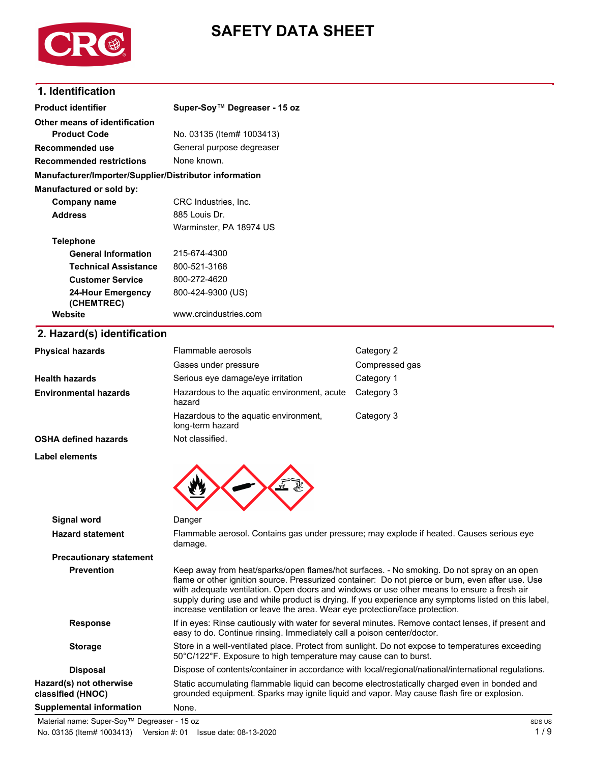# SAFETY DATA SHEET

## 1. Identification

| | |
|---|---|
| **Product identifier** | **Super-Soy™ Degreaser - 15 oz** |
| **Other means of identification** | |
| **Product Code** | No. 03135 (Item# 1003413) |
| **Recommended use** | General purpose degreaser |
| **Recommended restrictions** | None known. |

**Manufacturer/Importer/Supplier/Distributor information**

**Manufactured or sold by:**

| | |
|---|---|
| **Company name** | CRC Industries, Inc. |
| **Address** | 885 Louis Dr.<br>Warminster, PA 18974 US |
| **Telephone** | |
| **General Information** | 215-674-4300 |
| **Technical Assistance** | 800-521-3168 |
| **Customer Service** | 800-272-4620 |
| **24-Hour Emergency (CHEMTREC)** | 800-424-9300 (US) |
| **Website** | www.crcindustries.com |

## 2. Hazard(s) identification

| | | |
|---|---|---|
| **Physical hazards** | Flammable aerosols | Category 2 |
| | Gases under pressure | Compressed gas |
| **Health hazards** | Serious eye damage/eye irritation | Category 1 |
| **Environmental hazards** | Hazardous to the aquatic environment, acute hazard | Category 3 |
| | Hazardous to the aquatic environment, long-term hazard | Category 3 |
| **OSHA defined hazards** | Not classified. | |

**Label elements**

| | |
|---|---|
| **Signal word** | Danger |
| **Hazard statement** | Flammable aerosol. Contains gas under pressure; may explode if heated. Causes serious eye damage. |
| **Precautionary statement** | |
| **Prevention** | Keep away from heat/sparks/open flames/hot surfaces. - No smoking. Do not spray on an open flame or other ignition source. Pressurized container: Do not pierce or burn, even after use. Use with adequate ventilation. Open doors and windows or use other means to ensure a fresh air supply during use and while product is drying. If you experience any symptoms listed on this label, increase ventilation or leave the area. Wear eye protection/face protection. |
| **Response** | If in eyes: Rinse cautiously with water for several minutes. Remove contact lenses, if present and easy to do. Continue rinsing. Immediately call a poison center/doctor. |
| **Storage** | Store in a well-ventilated place. Protect from sunlight. Do not expose to temperatures exceeding 50°C/122°F. Exposure to high temperature may cause can to burst. |
| **Disposal** | Dispose of contents/container in accordance with local/regional/national/international regulations. |
| **Hazard(s) not otherwise classified (HNOC)** | Static accumulating flammable liquid can become electrostatically charged even in bonded and grounded equipment. Sparks may ignite liquid and vapor. May cause flash fire or explosion. |
| **Supplemental information** | None. |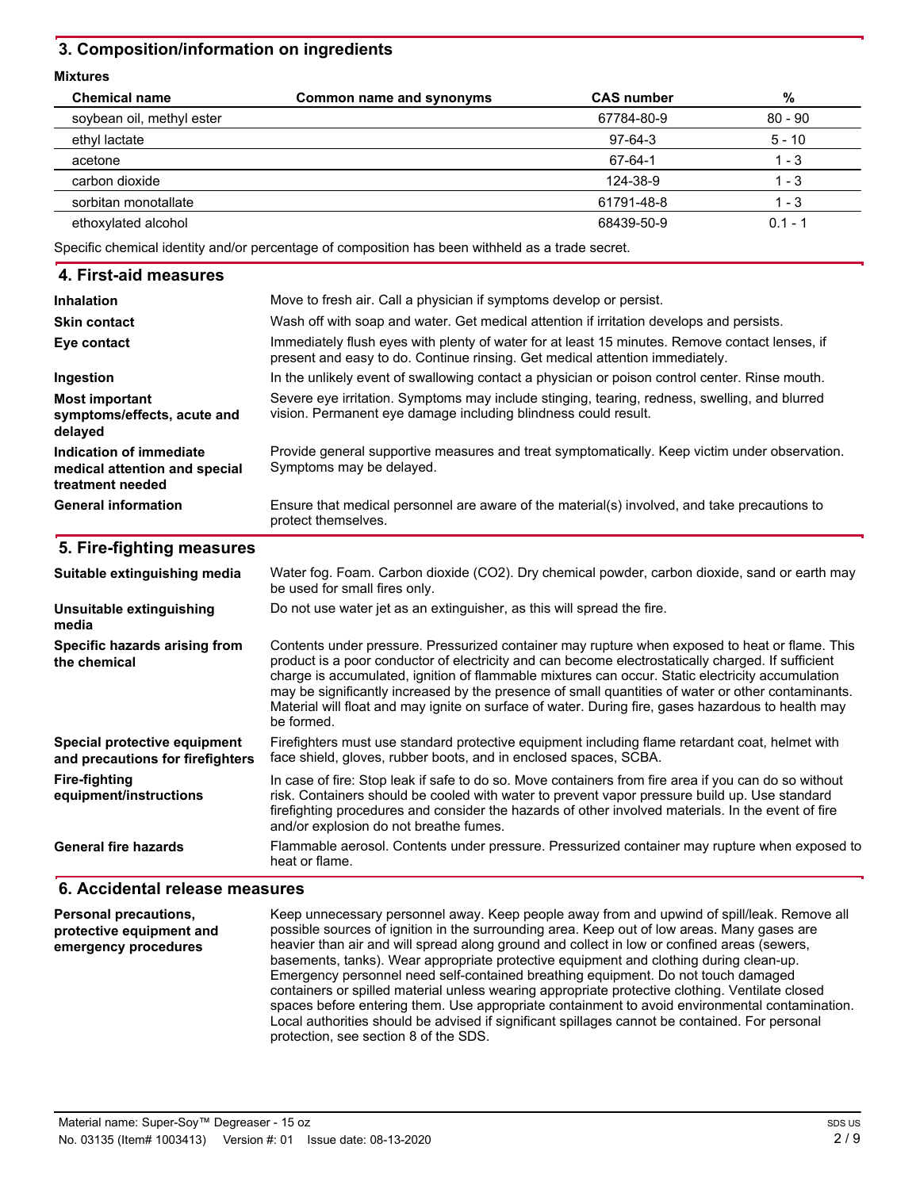## 3. Composition/information on ingredients

**Mixtures**

| Chemical name | Common name and synonyms | CAS number | % |
|---|---|---|---|
| soybean oil, methyl ester | | 67784-80-9 | 80 - 90 |
| ethyl lactate | | 97-64-3 | 5 - 10 |
| acetone | | 67-64-1 | 1 - 3 |
| carbon dioxide | | 124-38-9 | 1 - 3 |
| sorbitan monotallate | | 61791-48-8 | 1 - 3 |
| ethoxylated alcohol | | 68439-50-9 | 0.1 - 1 |

Specific chemical identity and/or percentage of composition has been withheld as a trade secret.

## 4. First-aid measures

**Inhalation**
Move to fresh air. Call a physician if symptoms develop or persist.

**Skin contact**
Wash off with soap and water. Get medical attention if irritation develops and persists.

**Eye contact**
Immediately flush eyes with plenty of water for at least 15 minutes. Remove contact lenses, if present and easy to do. Continue rinsing. Get medical attention immediately.

**Ingestion**
In the unlikely event of swallowing contact a physician or poison control center. Rinse mouth.

**Most important symptoms/effects, acute and delayed**
Severe eye irritation. Symptoms may include stinging, tearing, redness, swelling, and blurred vision. Permanent eye damage including blindness could result.

**Indication of immediate medical attention and special treatment needed**
Provide general supportive measures and treat symptomatically. Keep victim under observation. Symptoms may be delayed.

**General information**
Ensure that medical personnel are aware of the material(s) involved, and take precautions to protect themselves.

## 5. Fire-fighting measures

**Suitable extinguishing media**
Water fog. Foam. Carbon dioxide ($CO_2$). Dry chemical powder, carbon dioxide, sand or earth may be used for small fires only.

**Unsuitable extinguishing media**
Do not use water jet as an extinguisher, as this will spread the fire.

**Specific hazards arising from the chemical**
Contents under pressure. Pressurized container may rupture when exposed to heat or flame. This product is a poor conductor of electricity and can become electrostatically charged. If sufficient charge is accumulated, ignition of flammable mixtures can occur. Static electricity accumulation may be significantly increased by the presence of small quantities of water or other contaminants. Material will float and may ignite on surface of water. During fire, gases hazardous to health may be formed.

**Special protective equipment and precautions for firefighters**
Firefighters must use standard protective equipment including flame retardant coat, helmet with face shield, gloves, rubber boots, and in enclosed spaces, SCBA.

**Fire-fighting equipment/instructions**
In case of fire: Stop leak if safe to do so. Move containers from fire area if you can do so without risk. Containers should be cooled with water to prevent vapor pressure build up. Use standard firefighting procedures and consider the hazards of other involved materials. In the event of fire and/or explosion do not breathe fumes.

**General fire hazards**
Flammable aerosol. Contents under pressure. Pressurized container may rupture when exposed to heat or flame.

## 6. Accidental release measures

**Personal precautions, protective equipment and emergency procedures**
Keep unnecessary personnel away. Keep people away from and upwind of spill/leak. Remove all possible sources of ignition in the surrounding area. Keep out of low areas. Many gases are heavier than air and will spread along ground and collect in low or confined areas (sewers, basements, tanks). Wear appropriate protective equipment and clothing during clean-up. Emergency personnel need self-contained breathing equipment. Do not touch damaged containers or spilled material unless wearing appropriate protective clothing. Ventilate closed spaces before entering them. Use appropriate containment to avoid environmental contamination. Local authorities should be advised if significant spillages cannot be contained. For personal protection, see section 8 of the SDS.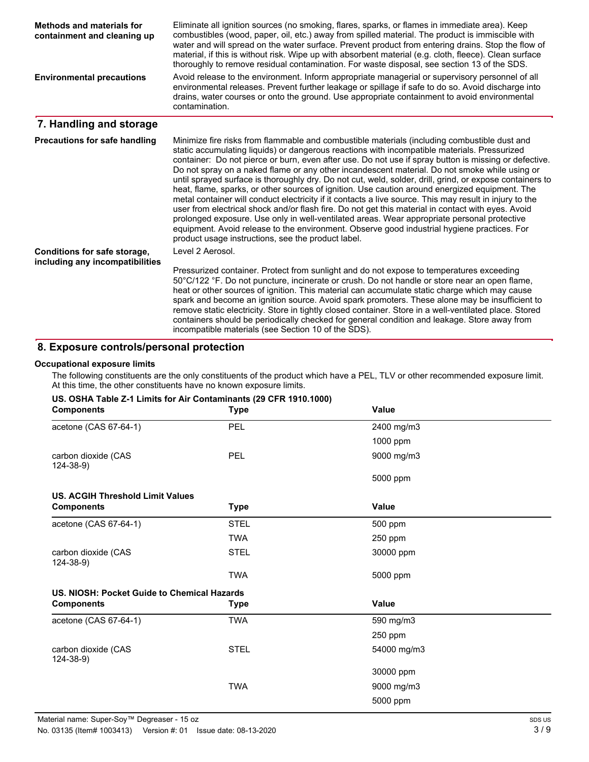**Methods and materials for containment and cleaning up**

Eliminate all ignition sources (no smoking, flares, sparks, or flames in immediate area). Keep combustibles (wood, paper, oil, etc.) away from spilled material. The product is immiscible with water and will spread on the water surface. Prevent product from entering drains. Stop the flow of material, if this is without risk. Wipe up with absorbent material (e.g. cloth, fleece). Clean surface thoroughly to remove residual contamination. For waste disposal, see section 13 of the SDS.

**Environmental precautions**

Avoid release to the environment. Inform appropriate managerial or supervisory personnel of all environmental releases. Prevent further leakage or spillage if safe to do so. Avoid discharge into drains, water courses or onto the ground. Use appropriate containment to avoid environmental contamination.

## 7. Handling and storage

**Precautions for safe handling**

Minimize fire risks from flammable and combustible materials (including combustible dust and static accumulating liquids) or dangerous reactions with incompatible materials. Pressurized container: Do not pierce or burn, even after use. Do not use if spray button is missing or defective. Do not spray on a naked flame or any other incandescent material. Do not smoke while using or until sprayed surface is thoroughly dry. Do not cut, weld, solder, drill, grind, or expose containers to heat, flame, sparks, or other sources of ignition. Use caution around energized equipment. The metal container will conduct electricity if it contacts a live source. This may result in injury to the user from electrical shock and/or flash fire. Do not get this material in contact with eyes. Avoid prolonged exposure. Use only in well-ventilated areas. Wear appropriate personal protective equipment. Avoid release to the environment. Observe good industrial hygiene practices. For product usage instructions, see the product label.

**Conditions for safe storage, including any incompatibilities**

Level 2 Aerosol.

Pressurized container. Protect from sunlight and do not expose to temperatures exceeding 50°C/122 °F. Do not puncture, incinerate or crush. Do not handle or store near an open flame, heat or other sources of ignition. This material can accumulate static charge which may cause spark and become an ignition source. Avoid spark promoters. These alone may be insufficient to remove static electricity. Store in tightly closed container. Store in a well-ventilated place. Stored containers should be periodically checked for general condition and leakage. Store away from incompatible materials (see Section 10 of the SDS).

## 8. Exposure controls/personal protection

**Occupational exposure limits**

The following constituents are the only constituents of the product which have a PEL, TLV or other recommended exposure limit. At this time, the other constituents have no known exposure limits.

**US. OSHA Table Z-1 Limits for Air Contaminants (29 CFR 1910.1000)**

| Components | Type | Value |
|---|---|---|
| acetone (CAS 67-64-1) | PEL | 2400 mg/m3 |
| | | 1000 ppm |
| carbon dioxide (CAS 124-38-9) | PEL | 9000 mg/m3 |
| | | 5000 ppm |

**US. ACGIH Threshold Limit Values**

| Components | Type | Value |
|---|---|---|
| acetone (CAS 67-64-1) | STEL | 500 ppm |
| | TWA | 250 ppm |
| carbon dioxide (CAS 124-38-9) | STEL | 30000 ppm |
| | TWA | 5000 ppm |

**US. NIOSH: Pocket Guide to Chemical Hazards**

| Components | Type | Value |
|---|---|---|
| acetone (CAS 67-64-1) | TWA | 590 mg/m3 |
| | | 250 ppm |
| carbon dioxide (CAS 124-38-9) | STEL | 54000 mg/m3 |
| | | 30000 ppm |
| | TWA | 9000 mg/m3 |
| | | 5000 ppm |

Material name: Super-Soy™ Degreaser - 15 oz

No. 03135 (Item# 1003413) Version #: 01 Issue date: 08-13-2020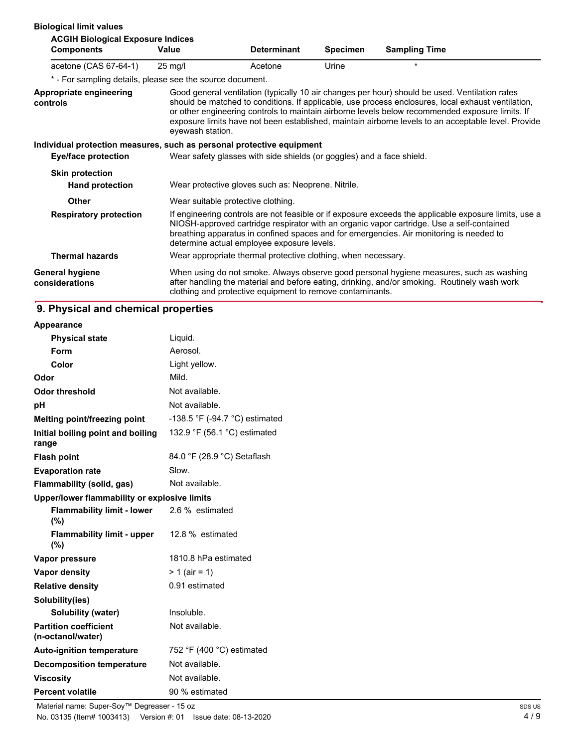**Biological limit values**

**ACGIH Biological Exposure Indices**

| Components | Value | Determinant | Specimen | Sampling Time |
|---|---|---|---|---|
| acetone (CAS 67-64-1) | 25 mg/l | Acetone | Urine | * |

* - For sampling details, please see the source document.

**Appropriate engineering controls**

Good general ventilation (typically 10 air changes per hour) should be used. Ventilation rates should be matched to conditions. If applicable, use process enclosures, local exhaust ventilation, or other engineering controls to maintain airborne levels below recommended exposure limits. If exposure limits have not been established, maintain airborne levels to an acceptable level. Provide eyewash station.

**Individual protection measures, such as personal protective equipment**

**Eye/face protection**

Wear safety glasses with side shields (or goggles) and a face shield.

**Skin protection**

**Hand protection**

Wear protective gloves such as: Neoprene. Nitrile.

**Other**

Wear suitable protective clothing.

**Respiratory protection**

If engineering controls are not feasible or if exposure exceeds the applicable exposure limits, use a NIOSH-approved cartridge respirator with an organic vapor cartridge. Use a self-contained breathing apparatus in confined spaces and for emergencies. Air monitoring is needed to determine actual employee exposure levels.

**Thermal hazards**

Wear appropriate thermal protective clothing, when necessary.

**General hygiene considerations**

When using do not smoke. Always observe good personal hygiene measures, such as washing after handling the material and before eating, drinking, and/or smoking. Routinely wash work clothing and protective equipment to remove contaminants.

## 9. Physical and chemical properties

**Appearance**

| | |
|---|---|
| **Physical state** | Liquid. |
| **Form** | Aerosol. |
| **Color** | Light yellow. |
| **Odor** | Mild. |
| **Odor threshold** | Not available. |
| **pH** | Not available. |
| **Melting point/freezing point** | -138.5 °F (-94.7 °C) estimated |
| **Initial boiling point and boiling range** | 132.9 °F (56.1 °C) estimated |
| **Flash point** | 84.0 °F (28.9 °C) Setaflash |
| **Evaporation rate** | Slow. |
| **Flammability (solid, gas)** | Not available. |

**Upper/lower flammability or explosive limits**

| | |
|---|---|
| **Flammability limit - lower (%)** | 2.6 % estimated |
| **Flammability limit - upper (%)** | 12.8 % estimated |
| **Vapor pressure** | 1810.8 hPa estimated |
| **Vapor density** | > 1 (air = 1) |
| **Relative density** | 0.91 estimated |

**Solubility(ies)**

| | |
|---|---|
| **Solubility (water)** | Insoluble. |
| **Partition coefficient (n-octanol/water)** | Not available. |
| **Auto-ignition temperature** | 752 °F (400 °C) estimated |
| **Decomposition temperature** | Not available. |
| **Viscosity** | Not available. |
| **Percent volatile** | 90 % estimated |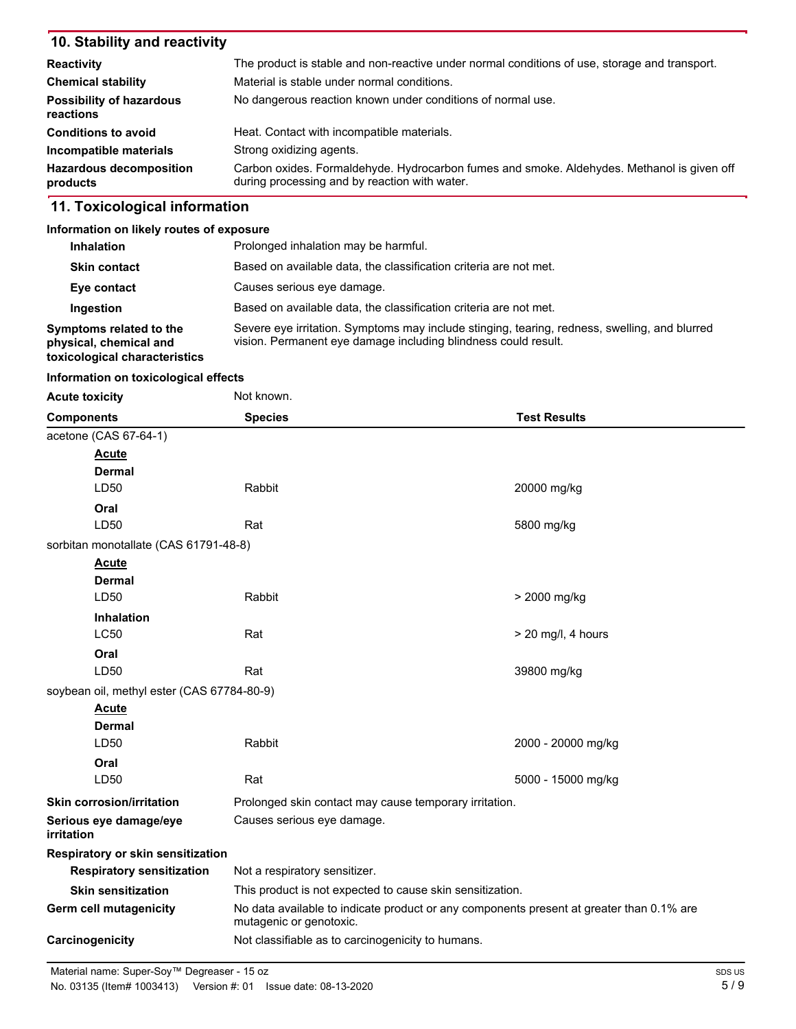## 10. Stability and reactivity

| | |
|---|---|
| **Reactivity** | The product is stable and non-reactive under normal conditions of use, storage and transport. |
| **Chemical stability** | Material is stable under normal conditions. |
| **Possibility of hazardous reactions** | No dangerous reaction known under conditions of normal use. |
| **Conditions to avoid** | Heat. Contact with incompatible materials. |
| **Incompatible materials** | Strong oxidizing agents. |
| **Hazardous decomposition products** | Carbon oxides. Formaldehyde. Hydrocarbon fumes and smoke. Aldehydes. Methanol is given off during processing and by reaction with water. |

## 11. Toxicological information

**Information on likely routes of exposure**

| | |
|---|---|
| **Inhalation** | Prolonged inhalation may be harmful. |
| **Skin contact** | Based on available data, the classification criteria are not met. |
| **Eye contact** | Causes serious eye damage. |
| **Ingestion** | Based on available data, the classification criteria are not met. |
| **Symptoms related to the physical, chemical and toxicological characteristics** | Severe eye irritation. Symptoms may include stinging, tearing, redness, swelling, and blurred vision. Permanent eye damage including blindness could result. |

**Information on toxicological effects**

**Acute toxicity** Not known.

| Components | Species | Test Results |
|---|---|---|
| acetone (CAS 67-64-1) | | |
| **Acute** | | |
| **Dermal** | | |
| LD50 | Rabbit | 20000 mg/kg |
| **Oral** | | |
| LD50 | Rat | 5800 mg/kg |
| sorbitan monotallate (CAS 61791-48-8) | | |
| **Acute** | | |
| **Dermal** | | |
| LD50 | Rabbit | > 2000 mg/kg |
| **Inhalation** | | |
| LC50 | Rat | > 20 mg/l, 4 hours |
| **Oral** | | |
| LD50 | Rat | 39800 mg/kg |
| soybean oil, methyl ester (CAS 67784-80-9) | | |
| **Acute** | | |
| **Dermal** | | |
| LD50 | Rabbit | 2000 - 20000 mg/kg |
| **Oral** | | |
| LD50 | Rat | 5000 - 15000 mg/kg |

| | |
|---|---|
| **Skin corrosion/irritation** | Prolonged skin contact may cause temporary irritation. |
| **Serious eye damage/eye irritation** | Causes serious eye damage. |
| **Respiratory or skin sensitization** | |
| **Respiratory sensitization** | Not a respiratory sensitizer. |
| **Skin sensitization** | This product is not expected to cause skin sensitization. |
| **Germ cell mutagenicity** | No data available to indicate product or any components present at greater than 0.1% are mutagenic or genotoxic. |
| **Carcinogenicity** | Not classifiable as to carcinogenicity to humans. |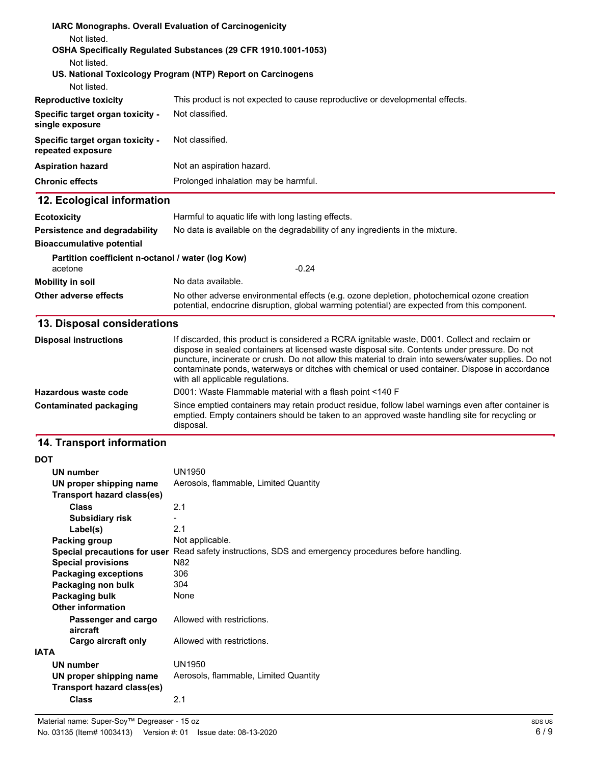**IARC Monographs. Overall Evaluation of Carcinogenicity**

Not listed.

**OSHA Specifically Regulated Substances (29 CFR 1910.1001-1053)**

Not listed.

**US. National Toxicology Program (NTP) Report on Carcinogens**

Not listed.

| | |
|---|---|
| **Reproductive toxicity** | This product is not expected to cause reproductive or developmental effects. |
| **Specific target organ toxicity - single exposure** | Not classified. |
| **Specific target organ toxicity - repeated exposure** | Not classified. |
| **Aspiration hazard** | Not an aspiration hazard. |
| **Chronic effects** | Prolonged inhalation may be harmful. |

## 12. Ecological information

| | |
|---|---|
| **Ecotoxicity** | Harmful to aquatic life with long lasting effects. |
| **Persistence and degradability** | No data is available on the degradability of any ingredients in the mixture. |
| **Bioaccumulative potential** | |

**Partition coefficient n-octanol / water (log Kow)**

| | |
|---|---|
| acetone | -0.24 |

| | |
|---|---|
| **Mobility in soil** | No data available. |
| **Other adverse effects** | No other adverse environmental effects (e.g. ozone depletion, photochemical ozone creation potential, endocrine disruption, global warming potential) are expected from this component. |

## 13. Disposal considerations

| | |
|---|---|
| **Disposal instructions** | If discarded, this product is considered a RCRA ignitable waste, D001. Collect and reclaim or dispose in sealed containers at licensed waste disposal site. Contents under pressure. Do not puncture, incinerate or crush. Do not allow this material to drain into sewers/water supplies. Do not contaminate ponds, waterways or ditches with chemical or used container. Dispose in accordance with all applicable regulations. |
| **Hazardous waste code** | D001: Waste Flammable material with a flash point <140 F |
| **Contaminated packaging** | Since emptied containers may retain product residue, follow label warnings even after container is emptied. Empty containers should be taken to an approved waste handling site for recycling or disposal. |

## 14. Transport information

**DOT**

| | |
|---|---|
| **UN number** | UN1950 |
| **UN proper shipping name** | Aerosols, flammable, Limited Quantity |
| **Transport hazard class(es)** | |
| **Class** | 2.1 |
| **Subsidiary risk** | - |
| **Label(s)** | 2.1 |
| **Packing group** | Not applicable. |
| **Special precautions for user** | Read safety instructions, SDS and emergency procedures before handling. |
| **Special provisions** | N82 |
| **Packaging exceptions** | 306 |
| **Packaging non bulk** | 304 |
| **Packaging bulk** | None |
| **Other information** | |
| **Passenger and cargo aircraft** | Allowed with restrictions. |
| **Cargo aircraft only** | Allowed with restrictions. |

**IATA**

| | |
|---|---|
| **UN number** | UN1950 |
| **UN proper shipping name** | Aerosols, flammable, Limited Quantity |
| **Transport hazard class(es)** | |
| **Class** | 2.1 |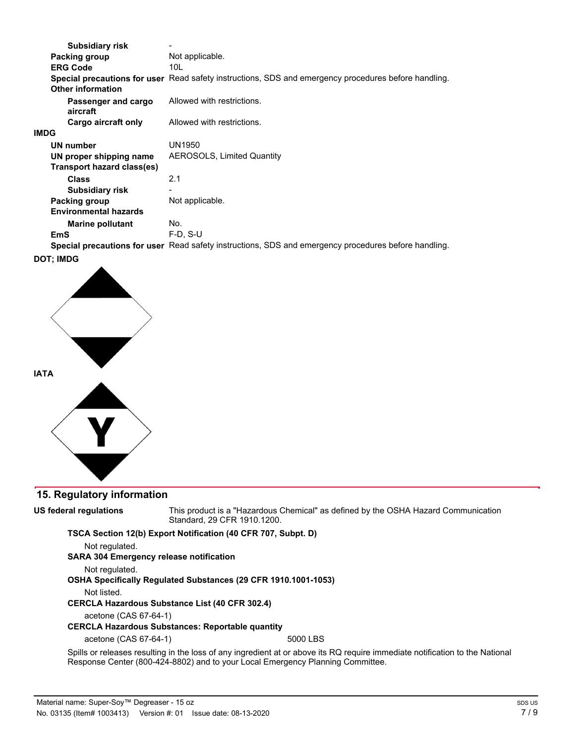**Subsidiary risk** -

**Packing group** Not applicable.

**ERG Code** 10L

**Special precautions for user** Read safety instructions, SDS and emergency procedures before handling.

**Other information**

**Passenger and cargo aircraft** Allowed with restrictions.

**Cargo aircraft only** Allowed with restrictions.

**IMDG**

**UN number** UN1950

**UN proper shipping name** AEROSOLS, Limited Quantity

**Transport hazard class(es)**

**Class** 2.1

**Subsidiary risk** -

**Packing group** Not applicable.

**Environmental hazards**

**Marine pollutant** No.

**EmS** F-D, S-U

**Special precautions for user** Read safety instructions, SDS and emergency procedures before handling.

**DOT; IMDG**

**IATA**

## 15. Regulatory information

**US federal regulations** This product is a "Hazardous Chemical" as defined by the OSHA Hazard Communication Standard, 29 CFR 1910.1200.

**TSCA Section 12(b) Export Notification (40 CFR 707, Subpt. D)**

Not regulated.

**SARA 304 Emergency release notification**

Not regulated.

**OSHA Specifically Regulated Substances (29 CFR 1910.1001-1053)**

Not listed.

**CERCLA Hazardous Substance List (40 CFR 302.4)**

acetone (CAS 67-64-1)

**CERCLA Hazardous Substances: Reportable quantity**

acetone (CAS 67-64-1) 5000 LBS

Spills or releases resulting in the loss of any ingredient at or above its RQ require immediate notification to the National Response Center (800-424-8802) and to your Local Emergency Planning Committee.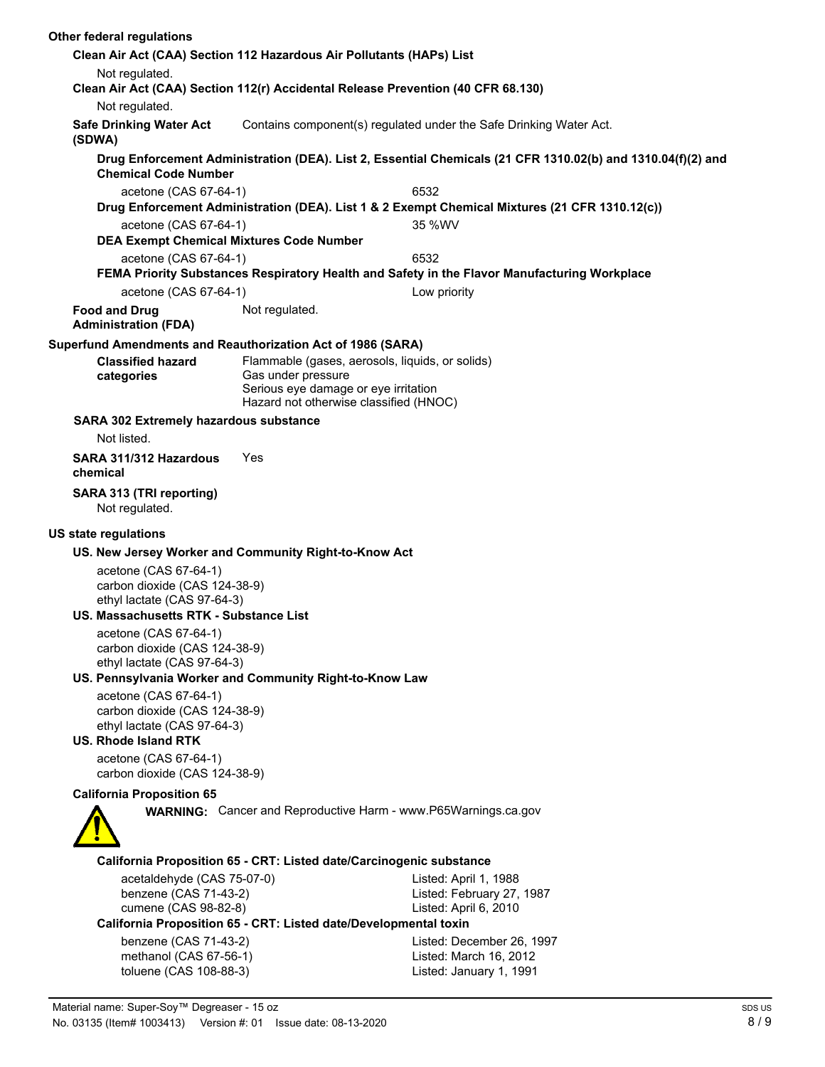**Other federal regulations**

**Clean Air Act (CAA) Section 112 Hazardous Air Pollutants (HAPs) List**

Not regulated.

**Clean Air Act (CAA) Section 112(r) Accidental Release Prevention (40 CFR 68.130)**

Not regulated.

**Safe Drinking Water Act (SDWA)** Contains component(s) regulated under the Safe Drinking Water Act.

**Drug Enforcement Administration (DEA). List 2, Essential Chemicals (21 CFR 1310.02(b) and 1310.04(f)(2) and Chemical Code Number**

| | |
|---|---|
| acetone (CAS 67-64-1) | 6532 |

**Drug Enforcement Administration (DEA). List 1 & 2 Exempt Chemical Mixtures (21 CFR 1310.12(c))**

| | |
|---|---|
| acetone (CAS 67-64-1) | 35 %WV |

**DEA Exempt Chemical Mixtures Code Number**

| | |
|---|---|
| acetone (CAS 67-64-1) | 6532 |

**FEMA Priority Substances Respiratory Health and Safety in the Flavor Manufacturing Workplace**

| | |
|---|---|
| acetone (CAS 67-64-1) | Low priority |

**Food and Drug Administration (FDA)** Not regulated.

**Superfund Amendments and Reauthorization Act of 1986 (SARA)**

**Classified hazard categories**
Flammable (gases, aerosols, liquids, or solids)
Gas under pressure
Serious eye damage or eye irritation
Hazard not otherwise classified (HNOC)

**SARA 302 Extremely hazardous substance**

Not listed.

**SARA 311/312 Hazardous chemical** Yes

**SARA 313 (TRI reporting)**

Not regulated.

**US state regulations**

**US. New Jersey Worker and Community Right-to-Know Act**

acetone (CAS 67-64-1)
carbon dioxide (CAS 124-38-9)
ethyl lactate (CAS 97-64-3)

**US. Massachusetts RTK - Substance List**

acetone (CAS 67-64-1)
carbon dioxide (CAS 124-38-9)
ethyl lactate (CAS 97-64-3)

**US. Pennsylvania Worker and Community Right-to-Know Law**

acetone (CAS 67-64-1)
carbon dioxide (CAS 124-38-9)
ethyl lactate (CAS 97-64-3)

**US. Rhode Island RTK**

acetone (CAS 67-64-1)
carbon dioxide (CAS 124-38-9)

**California Proposition 65**

**WARNING:** Cancer and Reproductive Harm - www.P65Warnings.ca.gov

**California Proposition 65 - CRT: Listed date/Carcinogenic substance**

| | |
|---|---|
| acetaldehyde (CAS 75-07-0) | Listed: April 1, 1988 |
| benzene (CAS 71-43-2) | Listed: February 27, 1987 |
| cumene (CAS 98-82-8) | Listed: April 6, 2010 |

**California Proposition 65 - CRT: Listed date/Developmental toxin**

| | |
|---|---|
| benzene (CAS 71-43-2) | Listed: December 26, 1997 |
| methanol (CAS 67-56-1) | Listed: March 16, 2012 |
| toluene (CAS 108-88-3) | Listed: January 1, 1991 |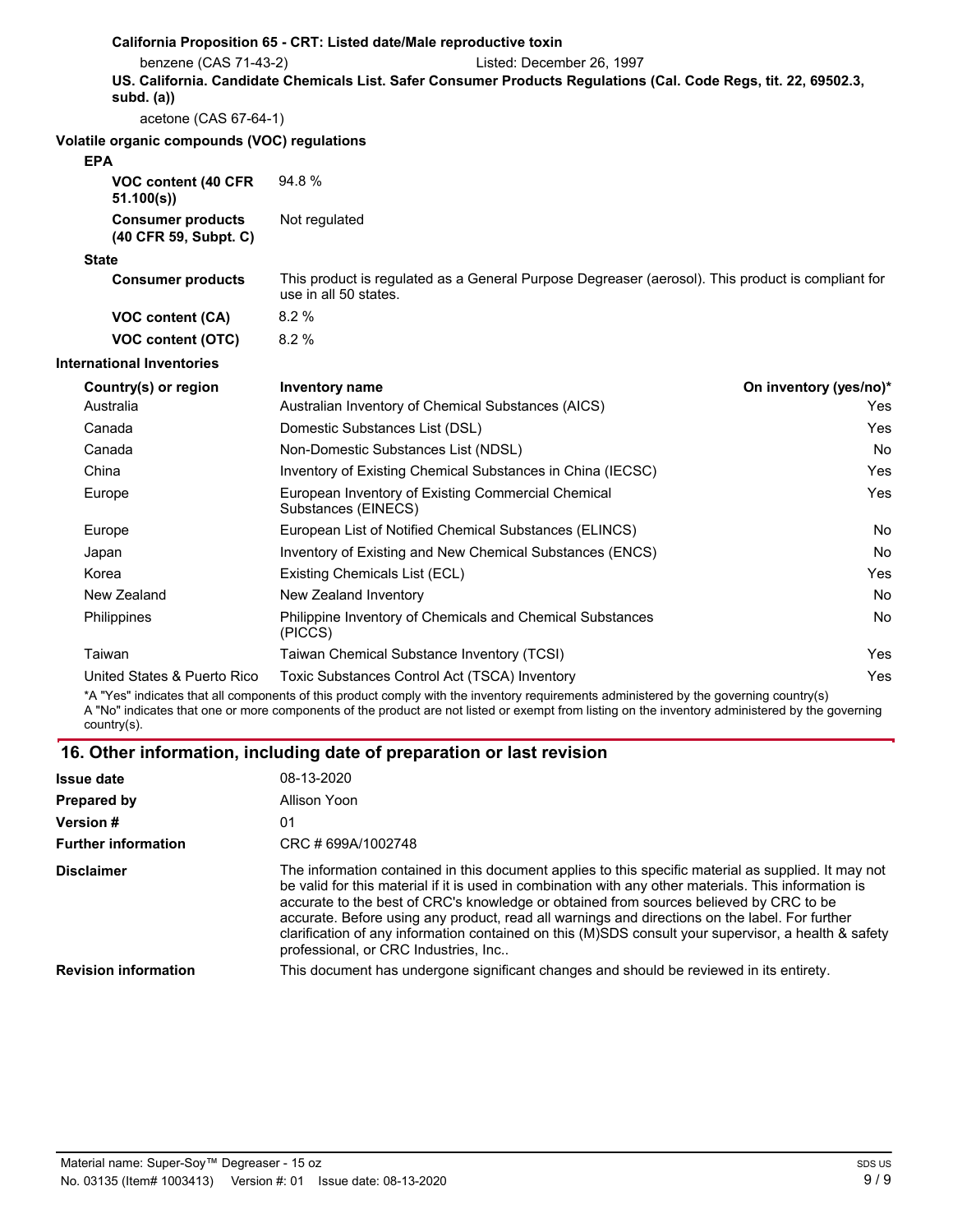**California Proposition 65 - CRT: Listed date/Male reproductive toxin**

benzene (CAS 71-43-2) Listed: December 26, 1997

**US. California. Candidate Chemicals List. Safer Consumer Products Regulations (Cal. Code Regs, tit. 22, 69502.3, subd. (a))**

acetone (CAS 67-64-1)

**Volatile organic compounds (VOC) regulations**

**EPA**

| | |
|---|---|
| **VOC content (40 CFR 51.100(s))** | 94.8 % |
| **Consumer products (40 CFR 59, Subpt. C)** | Not regulated |

**State**

| | |
|---|---|
| **Consumer products** | This product is regulated as a General Purpose Degreaser (aerosol). This product is compliant for use in all 50 states. |
| **VOC content (CA)** | 8.2 % |
| **VOC content (OTC)** | 8.2 % |

**International Inventories**

| Country(s) or region | Inventory name | On inventory (yes/no)* |
|---|---|---|
| Australia | Australian Inventory of Chemical Substances (AICS) | Yes |
| Canada | Domestic Substances List (DSL) | Yes |
| Canada | Non-Domestic Substances List (NDSL) | No |
| China | Inventory of Existing Chemical Substances in China (IECSC) | Yes |
| Europe | European Inventory of Existing Commercial Chemical Substances (EINECS) | Yes |
| Europe | European List of Notified Chemical Substances (ELINCS) | No |
| Japan | Inventory of Existing and New Chemical Substances (ENCS) | No |
| Korea | Existing Chemicals List (ECL) | Yes |
| New Zealand | New Zealand Inventory | No |
| Philippines | Philippine Inventory of Chemicals and Chemical Substances (PICCS) | No |
| Taiwan | Taiwan Chemical Substance Inventory (TCSI) | Yes |
| United States & Puerto Rico | Toxic Substances Control Act (TSCA) Inventory | Yes |

*A "Yes" indicates that all components of this product comply with the inventory requirements administered by the governing country(s)
A "No" indicates that one or more components of the product are not listed or exempt from listing on the inventory administered by the governing country(s).

## 16. Other information, including date of preparation or last revision

| | |
|---|---|
| **Issue date** | 08-13-2020 |
| **Prepared by** | Allison Yoon |
| **Version #** | 01 |
| **Further information** | CRC # 699A/1002748 |
| **Disclaimer** | The information contained in this document applies to this specific material as supplied. It may not be valid for this material if it is used in combination with any other materials. This information is accurate to the best of CRC's knowledge or obtained from sources believed by CRC to be accurate. Before using any product, read all warnings and directions on the label. For further clarification of any information contained on this (M)SDS consult your supervisor, a health & safety professional, or CRC Industries, Inc.. |
| **Revision information** | This document has undergone significant changes and should be reviewed in its entirety. |